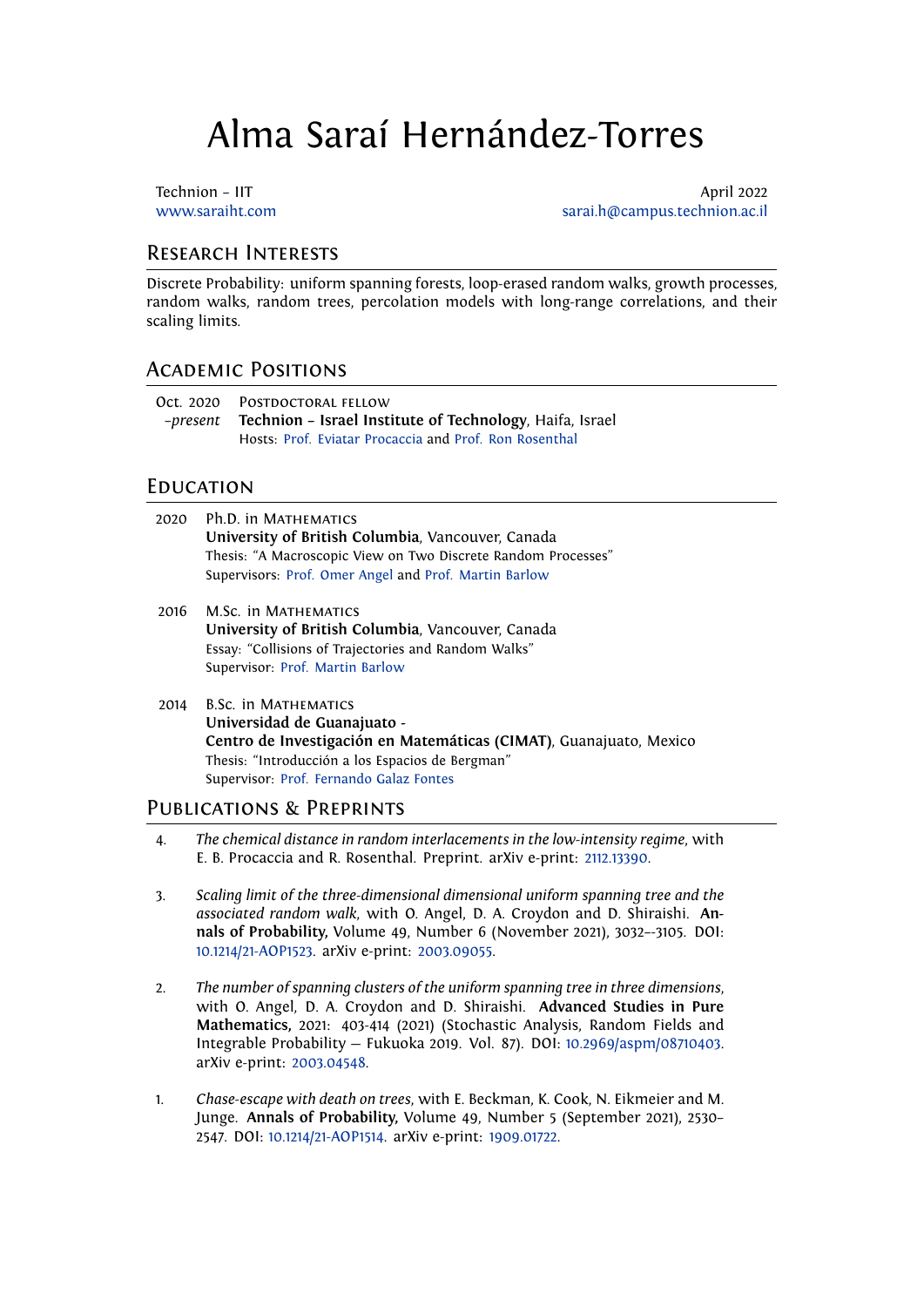# Alma Saraí Hernández-Torres

Technion – IIT
www.saraiht.com

April 2022
sarai.h@campus.technion.ac.il

## Research Interests

Discrete Probability: uniform spanning forests, loop-erased random walks, growth processes, random walks, random trees, percolation models with long-range correlations, and their scaling limits.

## Academic Positions

Oct. 2020 *–present* Postdoctoral fellow
**Technion – Israel Institute of Technology**, Haifa, Israel
Hosts: Prof. Eviatar Procaccia and Prof. Ron Rosenthal

## Education

2020 Ph.D. in Mathematics
**University of British Columbia**, Vancouver, Canada
Thesis: "A Macroscopic View on Two Discrete Random Processes"
Supervisors: Prof. Omer Angel and Prof. Martin Barlow

2016 M.Sc. in Mathematics
**University of British Columbia**, Vancouver, Canada
Essay: "Collisions of Trajectories and Random Walks"
Supervisor: Prof. Martin Barlow

2014 B.Sc. in Mathematics
**Universidad de Guanajuato - Centro de Investigación en Matemáticas (CIMAT)**, Guanajuato, Mexico
Thesis: "Introducción a los Espacios de Bergman"
Supervisor: Prof. Fernando Galaz Fontes

## Publications & Preprints

4. *The chemical distance in random interlacements in the low-intensity regime*, with E. B. Procaccia and R. Rosenthal. Preprint. arXiv e-print: 2112.13390.

3. *Scaling limit of the three-dimensional dimensional uniform spanning tree and the associated random walk*, with O. Angel, D. A. Croydon and D. Shiraishi. **Annals of Probability,** Volume 49, Number 6 (November 2021), 3032–-3105. DOI: 10.1214/21-AOP1523. arXiv e-print: 2003.09055.

2. *The number of spanning clusters of the uniform spanning tree in three dimensions*, with O. Angel, D. A. Croydon and D. Shiraishi. **Advanced Studies in Pure Mathematics,** 2021: 403-414 (2021) (Stochastic Analysis, Random Fields and Integrable Probability — Fukuoka 2019. Vol. 87). DOI: 10.2969/aspm/08710403. arXiv e-print: 2003.04548.

1. *Chase-escape with death on trees*, with E. Beckman, K. Cook, N. Eikmeier and M. Junge. **Annals of Probability,** Volume 49, Number 5 (September 2021), 2530–2547. DOI: 10.1214/21-AOP1514. arXiv e-print: 1909.01722.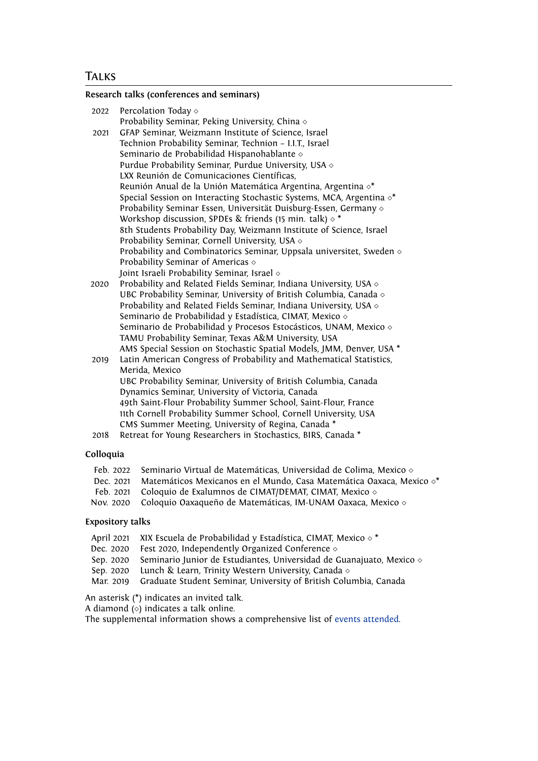## Talks

### Research talks (conferences and seminars)

| | |
|---|---|
| 2022 | Percolation Today ⋄ |
| | Probability Seminar, Peking University, China ⋄ |
| 2021 | GFAP Seminar, Weizmann Institute of Science, Israel |
| | Technion Probability Seminar, Technion – I.I.T., Israel |
| | Seminario de Probabilidad Hispanohablante ⋄ |
| | Purdue Probability Seminar, Purdue University, USA ⋄ |
| | LXX Reunión de Comunicaciones Científicas, Reunión Anual de la Unión Matemática Argentina, Argentina ⋄* |
| | Special Session on Interacting Stochastic Systems, MCA, Argentina ⋄* |
| | Probability Seminar Essen, Universität Duisburg-Essen, Germany ⋄ |
| | Workshop discussion, SPDEs & friends (15 min. talk) ⋄ * |
| | 8th Students Probability Day, Weizmann Institute of Science, Israel |
| | Probability Seminar, Cornell University, USA ⋄ |
| | Probability and Combinatorics Seminar, Uppsala universitet, Sweden ⋄ |
| | Probability Seminar of Americas ⋄ |
| | Joint Israeli Probability Seminar, Israel ⋄ |
| 2020 | Probability and Related Fields Seminar, Indiana University, USA ⋄ |
| | UBC Probability Seminar, University of British Columbia, Canada ⋄ |
| | Probability and Related Fields Seminar, Indiana University, USA ⋄ |
| | Seminario de Probabilidad y Estadística, CIMAT, Mexico ⋄ |
| | Seminario de Probabilidad y Procesos Estocásticos, UNAM, Mexico ⋄ |
| | TAMU Probability Seminar, Texas A&M University, USA |
| | AMS Special Session on Stochastic Spatial Models, JMM, Denver, USA * |
| 2019 | Latin American Congress of Probability and Mathematical Statistics, Merida, Mexico |
| | UBC Probability Seminar, University of British Columbia, Canada |
| | Dynamics Seminar, University of Victoria, Canada |
| | 49th Saint-Flour Probability Summer School, Saint-Flour, France |
| | 11th Cornell Probability Summer School, Cornell University, USA |
| | CMS Summer Meeting, University of Regina, Canada * |
| 2018 | Retreat for Young Researchers in Stochastics, BIRS, Canada * |

### Colloquia

| | |
|---|---|
| Feb. 2022 | Seminario Virtual de Matemáticas, Universidad de Colima, Mexico ⋄ |
| Dec. 2021 | Matemáticos Mexicanos en el Mundo, Casa Matemática Oaxaca, Mexico ⋄* |
| Feb. 2021 | Coloquio de Exalumnos de CIMAT/DEMAT, CIMAT, Mexico ⋄ |
| Nov. 2020 | Coloquio Oaxaqueño de Matemáticas, IM-UNAM Oaxaca, Mexico ⋄ |

### Expository talks

| | |
|---|---|
| April 2021 | XIX Escuela de Probabilidad y Estadística, CIMAT, Mexico ⋄ * |
| Dec. 2020 | Fest 2020, Independently Organized Conference ⋄ |
| Sep. 2020 | Seminario Junior de Estudiantes, Universidad de Guanajuato, Mexico ⋄ |
| Sep. 2020 | Lunch & Learn, Trinity Western University, Canada ⋄ |
| Mar. 2019 | Graduate Student Seminar, University of British Columbia, Canada |

An asterisk (*) indicates an invited talk.
A diamond (⋄) indicates a talk online.
The supplemental information shows a comprehensive list of events attended.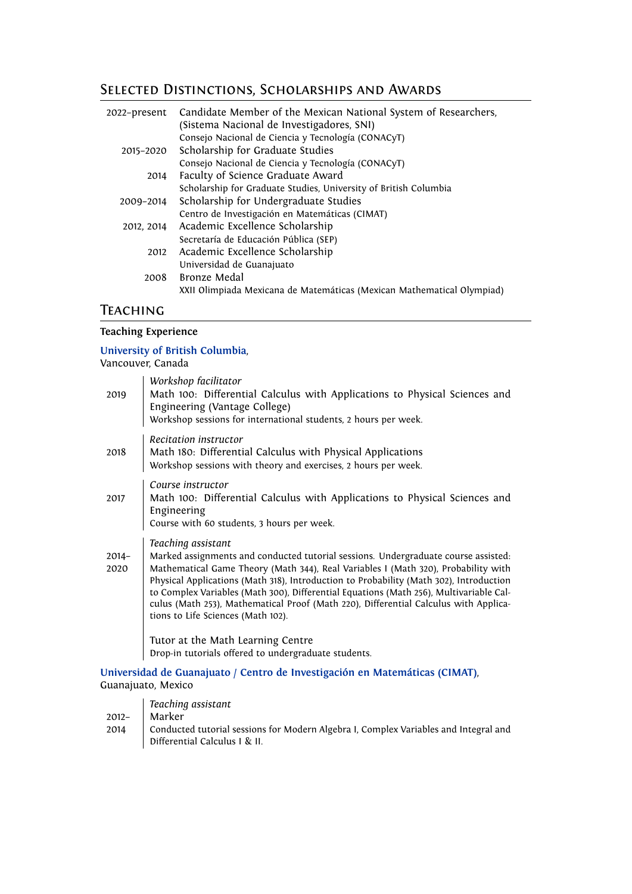## Selected Distinctions, Scholarships and Awards

| | |
|---|---|
| 2022–present | Candidate Member of the Mexican National System of Researchers, (Sistema Nacional de Investigadores, SNI)<br>Consejo Nacional de Ciencia y Tecnología (CONACyT) |
| 2015–2020 | Scholarship for Graduate Studies<br>Consejo Nacional de Ciencia y Tecnología (CONACyT) |
| 2014 | Faculty of Science Graduate Award<br>Scholarship for Graduate Studies, University of British Columbia |
| 2009–2014 | Scholarship for Undergraduate Studies<br>Centro de Investigación en Matemáticas (CIMAT) |
| 2012, 2014 | Academic Excellence Scholarship<br>Secretaría de Educación Pública (SEP) |
| 2012 | Academic Excellence Scholarship<br>Universidad de Guanajuato |
| 2008 | Bronze Medal<br>XXII Olimpiada Mexicana de Matemáticas (Mexican Mathematical Olympiad) |

## Teaching

### Teaching Experience

**University of British Columbia**,
Vancouver, Canada

**2019**
*Workshop facilitator*
Math 100: Differential Calculus with Applications to Physical Sciences and Engineering (Vantage College)
Workshop sessions for international students, 2 hours per week.

**2018**
*Recitation instructor*
Math 180: Differential Calculus with Physical Applications
Workshop sessions with theory and exercises, 2 hours per week.

**2017**
*Course instructor*
Math 100: Differential Calculus with Applications to Physical Sciences and Engineering
Course with 60 students, 3 hours per week.

**2014–2020**
*Teaching assistant*
Marked assignments and conducted tutorial sessions. Undergraduate course assisted: Mathematical Game Theory (Math 344), Real Variables I (Math 320), Probability with Physical Applications (Math 318), Introduction to Probability (Math 302), Introduction to Complex Variables (Math 300), Differential Equations (Math 256), Multivariable Calculus (Math 253), Mathematical Proof (Math 220), Differential Calculus with Applications to Life Sciences (Math 102).

Tutor at the Math Learning Centre
Drop-in tutorials offered to undergraduate students.

**Universidad de Guanajuato / Centro de Investigación en Matemáticas (CIMAT)**,
Guanajuato, Mexico

**2012–2014**
*Teaching assistant*
Marker
Conducted tutorial sessions for Modern Algebra I, Complex Variables and Integral and Differential Calculus I & II.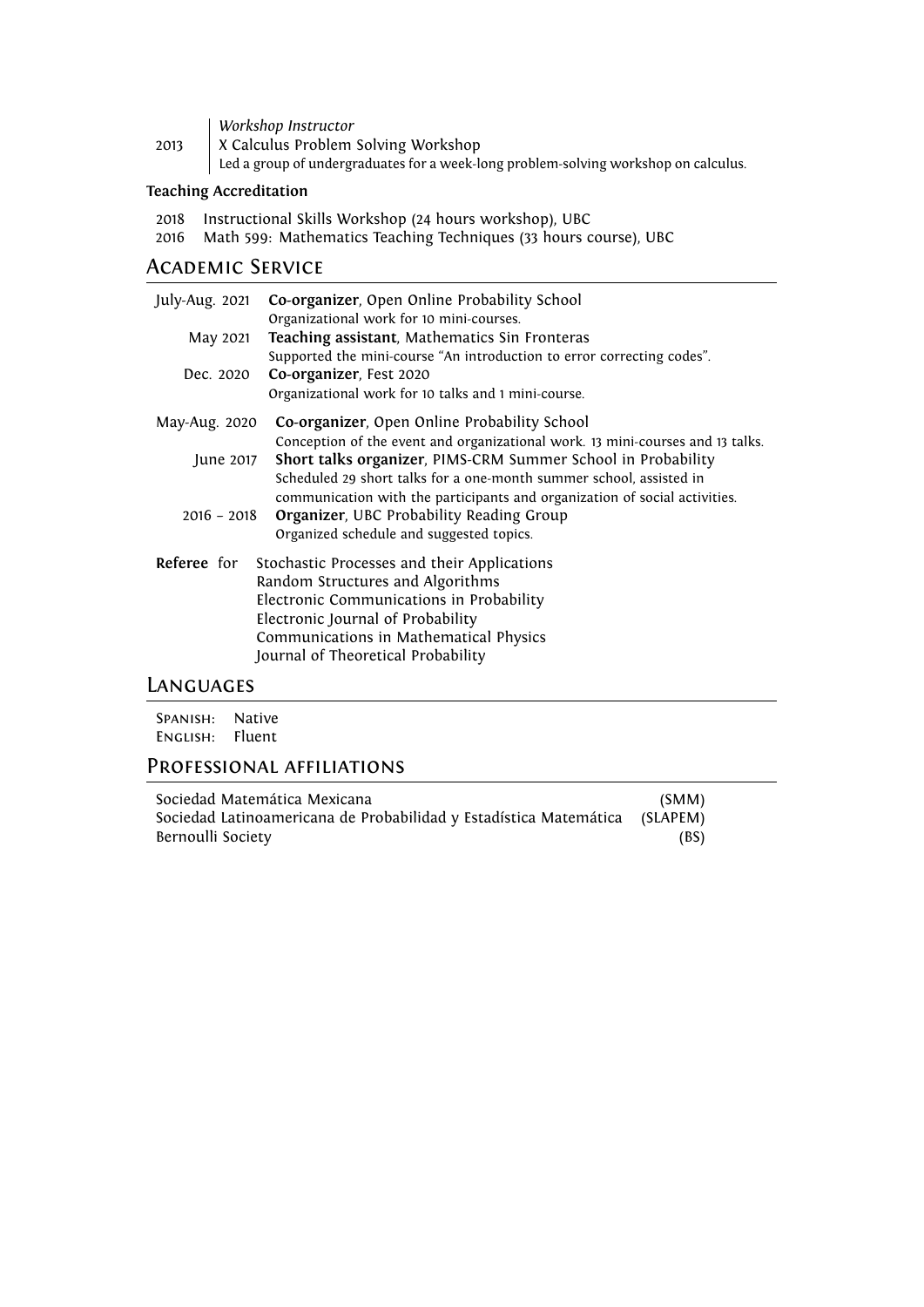*Workshop Instructor*

2013 — X Calculus Problem Solving Workshop

Led a group of undergraduates for a week-long problem-solving workshop on calculus.

**Teaching Accreditation**

2018 Instructional Skills Workshop (24 hours workshop), UBC

2016 Math 599: Mathematics Teaching Techniques (33 hours course), UBC

## Academic Service

July-Aug. 2021 — **Co-organizer**, Open Online Probability School
Organizational work for 10 mini-courses.

May 2021 — **Teaching assistant**, Mathematics Sin Fronteras
Supported the mini-course "An introduction to error correcting codes".

Dec. 2020 — **Co-organizer**, Fest 2020
Organizational work for 10 talks and 1 mini-course.

May-Aug. 2020 — **Co-organizer**, Open Online Probability School
Conception of the event and organizational work. 13 mini-courses and 13 talks.

June 2017 — **Short talks organizer**, PIMS-CRM Summer School in Probability
Scheduled 29 short talks for a one-month summer school, assisted in communication with the participants and organization of social activities.

2016 – 2018 — **Organizer**, UBC Probability Reading Group
Organized schedule and suggested topics.

**Referee** for
- Stochastic Processes and their Applications
- Random Structures and Algorithms
- Electronic Communications in Probability
- Electronic Journal of Probability
- Communications in Mathematical Physics
- Journal of Theoretical Probability

## Languages

Spanish: Native
English: Fluent

## Professional affiliations

| | |
|---|---|
| Sociedad Matemática Mexicana | (SMM) |
| Sociedad Latinoamericana de Probabilidad y Estadística Matemática | (SLAPEM) |
| Bernoulli Society | (BS) |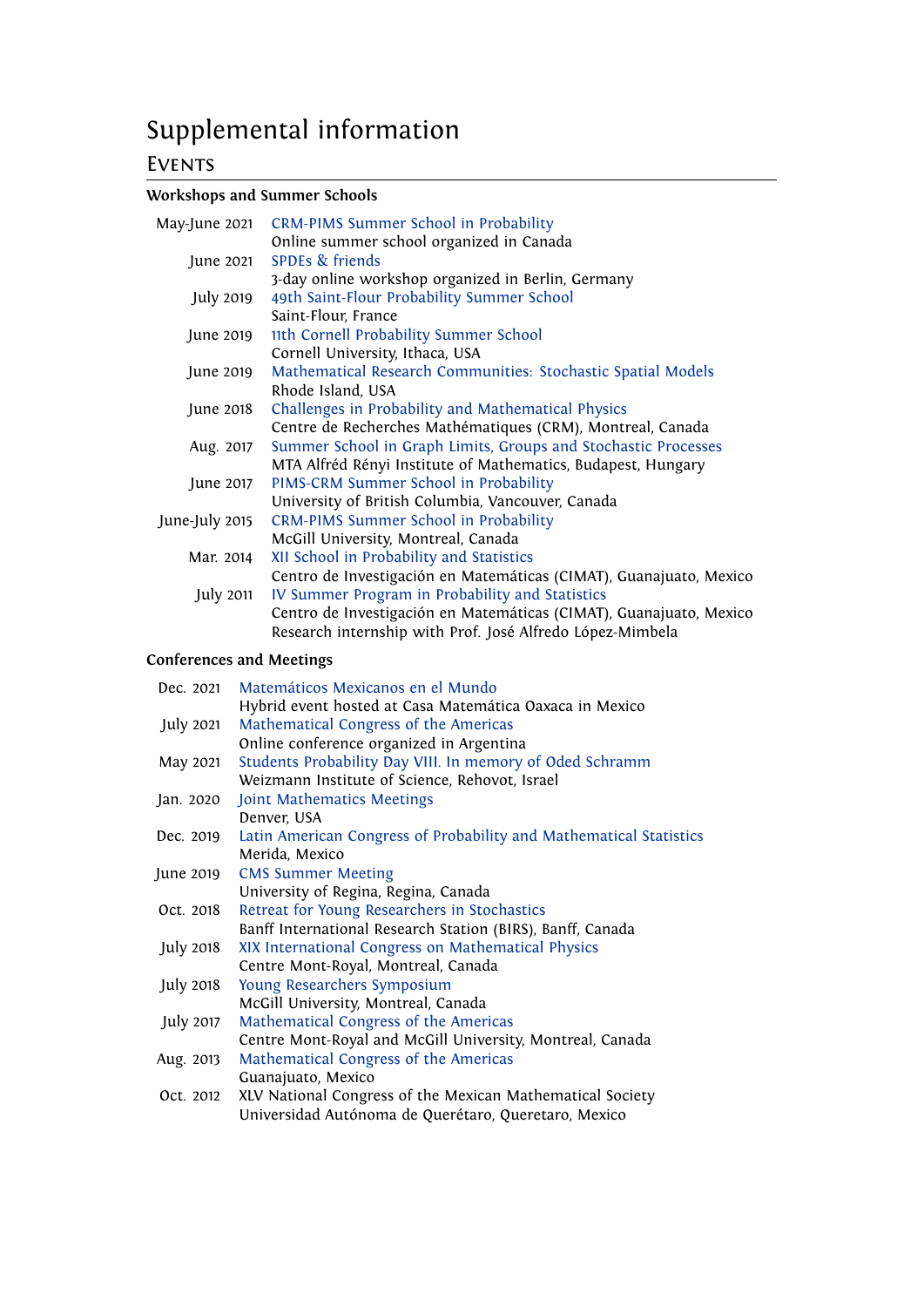# Supplemental information

## Events

### Workshops and Summer Schools

| | |
|---|---|
| May-June 2021 | CRM-PIMS Summer School in Probability<br>Online summer school organized in Canada |
| June 2021 | SPDEs & friends<br>3-day online workshop organized in Berlin, Germany |
| July 2019 | 49th Saint-Flour Probability Summer School<br>Saint-Flour, France |
| June 2019 | 11th Cornell Probability Summer School<br>Cornell University, Ithaca, USA |
| June 2019 | Mathematical Research Communities: Stochastic Spatial Models<br>Rhode Island, USA |
| June 2018 | Challenges in Probability and Mathematical Physics<br>Centre de Recherches Mathématiques (CRM), Montreal, Canada |
| Aug. 2017 | Summer School in Graph Limits, Groups and Stochastic Processes<br>MTA Alfréd Rényi Institute of Mathematics, Budapest, Hungary |
| June 2017 | PIMS-CRM Summer School in Probability<br>University of British Columbia, Vancouver, Canada |
| June-July 2015 | CRM-PIMS Summer School in Probability<br>McGill University, Montreal, Canada |
| Mar. 2014 | XII School in Probability and Statistics<br>Centro de Investigación en Matemáticas (CIMAT), Guanajuato, Mexico |
| July 2011 | IV Summer Program in Probability and Statistics<br>Centro de Investigación en Matemáticas (CIMAT), Guanajuato, Mexico<br>Research internship with Prof. José Alfredo López-Mimbela |

### Conferences and Meetings

| | |
|---|---|
| Dec. 2021 | Matemáticos Mexicanos en el Mundo<br>Hybrid event hosted at Casa Matemática Oaxaca in Mexico |
| July 2021 | Mathematical Congress of the Americas<br>Online conference organized in Argentina |
| May 2021 | Students Probability Day VIII. In memory of Oded Schramm<br>Weizmann Institute of Science, Rehovot, Israel |
| Jan. 2020 | Joint Mathematics Meetings<br>Denver, USA |
| Dec. 2019 | Latin American Congress of Probability and Mathematical Statistics<br>Merida, Mexico |
| June 2019 | CMS Summer Meeting<br>University of Regina, Regina, Canada |
| Oct. 2018 | Retreat for Young Researchers in Stochastics<br>Banff International Research Station (BIRS), Banff, Canada |
| July 2018 | XIX International Congress on Mathematical Physics<br>Centre Mont-Royal, Montreal, Canada |
| July 2018 | Young Researchers Symposium<br>McGill University, Montreal, Canada |
| July 2017 | Mathematical Congress of the Americas<br>Centre Mont-Royal and McGill University, Montreal, Canada |
| Aug. 2013 | Mathematical Congress of the Americas<br>Guanajuato, Mexico |
| Oct. 2012 | XLV National Congress of the Mexican Mathematical Society<br>Universidad Autónoma de Querétaro, Queretaro, Mexico |